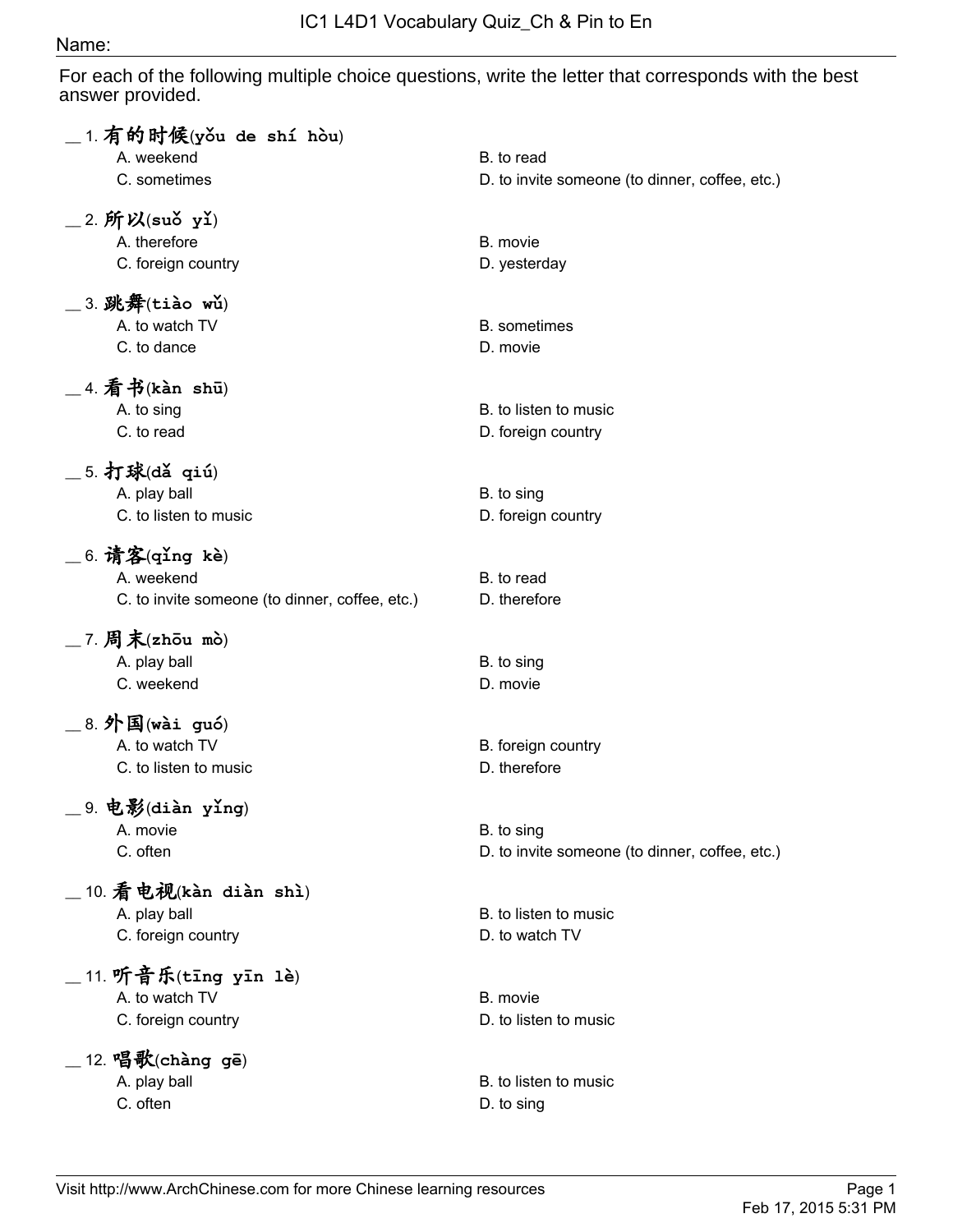# IC1 L4D1 Vocabulary Quiz_Ch & Pin to En

Name:

For each of the following multiple choice questions, write the letter that corresponds with the best answer provided.

__ 1. 有的时候(yǒu de shí hòu)
- A. weekend
- B. to read
- C. sometimes
- D. to invite someone (to dinner, coffee, etc.)

__ 2. 所以(suǒ yǐ)
- A. therefore
- B. movie
- C. foreign country
- D. yesterday

__ 3. 跳舞(tiào wǔ)
- A. to watch TV
- B. sometimes
- C. to dance
- D. movie

__ 4. 看书(kàn shū)
- A. to sing
- B. to listen to music
- C. to read
- D. foreign country

__ 5. 打球(dǎ qiú)
- A. play ball
- B. to sing
- C. to listen to music
- D. foreign country

__ 6. 请客(qǐng kè)
- A. weekend
- B. to read
- C. to invite someone (to dinner, coffee, etc.)
- D. therefore

__ 7. 周末(zhōu mò)
- A. play ball
- B. to sing
- C. weekend
- D. movie

__ 8. 外国(wài guó)
- A. to watch TV
- B. foreign country
- C. to listen to music
- D. therefore

__ 9. 电影(diàn yǐng)
- A. movie
- B. to sing
- C. often
- D. to invite someone (to dinner, coffee, etc.)

__ 10. 看电视(kàn diàn shì)
- A. play ball
- B. to listen to music
- C. foreign country
- D. to watch TV

__ 11. 听音乐(tīng yīn lè)
- A. to watch TV
- B. movie
- C. foreign country
- D. to listen to music

__ 12. 唱歌(chàng gē)
- A. play ball
- B. to listen to music
- C. often
- D. to sing

Visit http://www.ArchChinese.com for more Chinese learning resources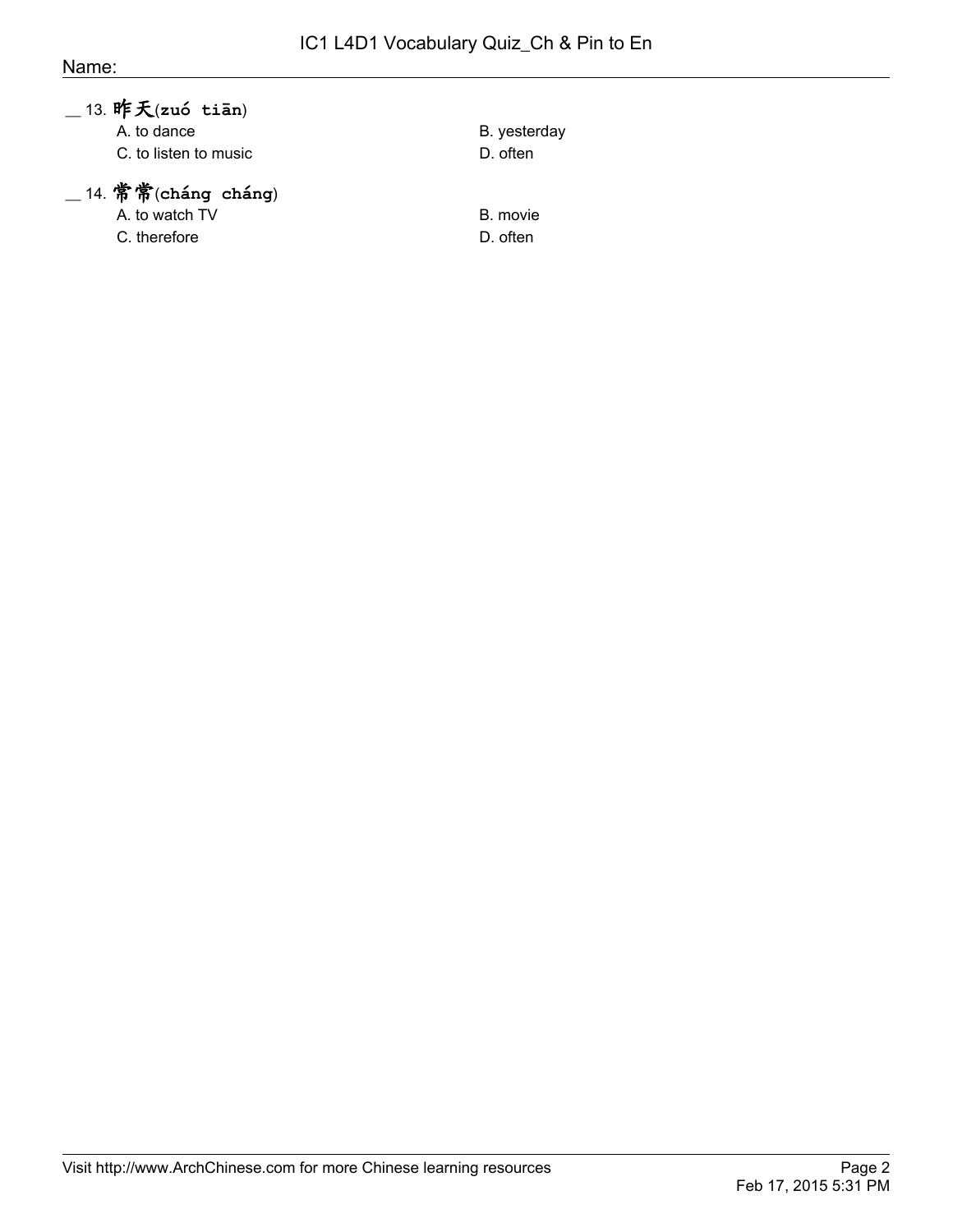Name:

__ 13. 昨天(**zuó tiān**)

A. to dance
B. yesterday
C. to listen to music
D. often

__ 14. 常常(**cháng cháng**)

A. to watch TV
B. movie
C. therefore
D. often